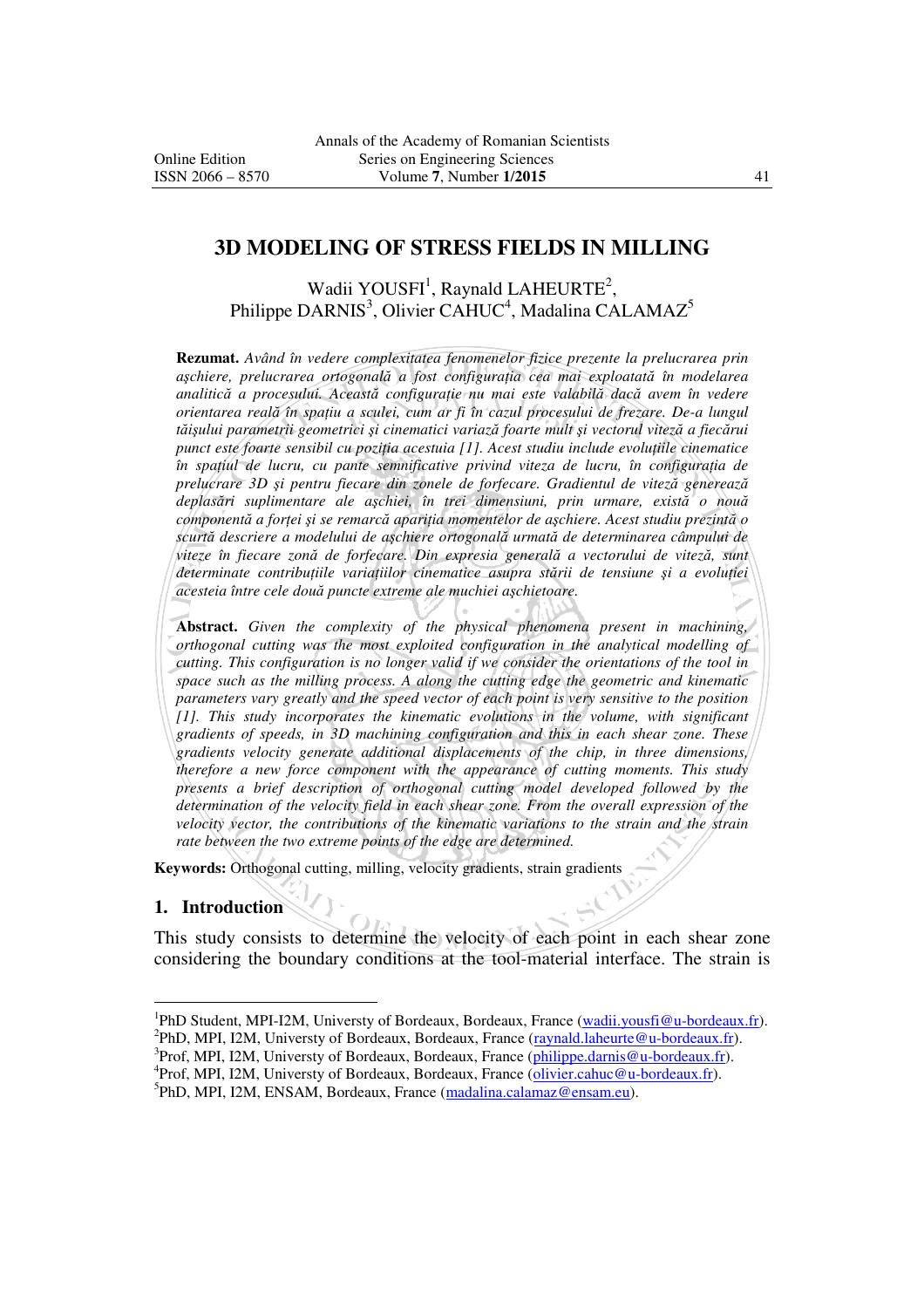# 3D MODELING OF STRESS FIELDS IN MILLING

Wadii YOUSFI[1], Raynald LAHEURTE[2], Philippe DARNIS[3], Olivier CAHUC[4], Madalina CALAMAZ[5]

**Rezumat.** *Având în vedere complexitatea fenomenelor fizice prezente la prelucrarea prin aşchiere, prelucrarea ortogonală a fost configuraţia cea mai exploatată în modelarea analitică a procesului. Această configuraţie nu mai este valabilă dacă avem în vedere orientarea reală în spaţiu a sculei, cum ar fi în cazul procesului de frezare. De-a lungul tăişului parametrii geometriei şi cinematici variază foarte mult şi vectorul viteză a fiecărui punct este foarte sensibil cu poziţia acestuia [1]. Acest studiu include evoluţiile cinematice în spaţiul de lucru, cu pante semnificative privind viteza de lucru, în configuraţia de prelucrare 3D şi pentru fiecare din zonele de forfecare. Gradientul de viteză generează deplasări suplimentare ale aşchiei, în trei dimensiuni, prin urmare, există o nouă componentă a forţei şi se remarcă apariţia momentelor de aşchiere. Acest studiu prezintă o scurtă descriere a modelului de aşchiere ortogonală urmată de determinarea câmpului de viteze în fiecare zonă de forfecare. Din expresia generală a vectorului de viteză, sunt determinate contribuţiile variaţiilor cinematice asupra stării de tensiune şi a evoluţiei acesteia între cele două puncte extreme ale muchiei aşchietoare.*

**Abstract.** *Given the complexity of the physical phenomena present in machining, orthogonal cutting was the most exploited configuration in the analytical modelling of cutting. This configuration is no longer valid if we consider the orientations of the tool in space such as the milling process. A along the cutting edge the geometric and kinematic parameters vary greatly and the speed vector of each point is very sensitive to the position [1]. This study incorporates the kinematic evolutions in the volume, with significant gradients of speeds, in 3D machining configuration and this in each shear zone. These gradients velocity generate additional displacements of the chip, in three dimensions, therefore a new force component with the appearance of cutting moments. This study presents a brief description of orthogonal cutting model developed followed by the determination of the velocity field in each shear zone. From the overall expression of the velocity vector, the contributions of the kinematic variations to the strain and the strain rate between the two extreme points of the edge are determined.*

**Keywords:** Orthogonal cutting, milling, velocity gradients, strain gradients

## 1. Introduction

This study consists to determine the velocity of each point in each shear zone considering the boundary conditions at the tool-material interface. The strain is

---

[1]PhD Student, MPI-I2M, Universty of Bordeaux, Bordeaux, France (wadii.yousfi@u-bordeaux.fr).

[2]PhD, MPI, I2M, Universty of Bordeaux, Bordeaux, France (raynald.laheurte@u-bordeaux.fr).

[3]Prof, MPI, I2M, Universty of Bordeaux, Bordeaux, France (philippe.darnis@u-bordeaux.fr).

[4]Prof, MPI, I2M, Universty of Bordeaux, Bordeaux, France (olivier.cahuc@u-bordeaux.fr).

[5]PhD, MPI, I2M, ENSAM, Bordeaux, France (madalina.calamaz@ensam.eu).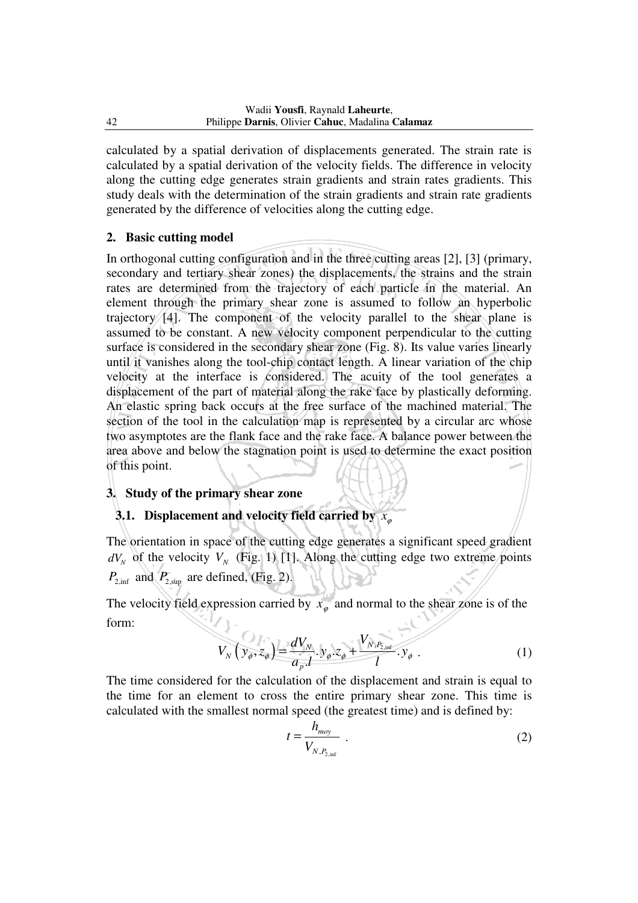calculated by a spatial derivation of displacements generated. The strain rate is calculated by a spatial derivation of the velocity fields. The difference in velocity along the cutting edge generates strain gradients and strain rates gradients. This study deals with the determination of the strain gradients and strain rate gradients generated by the difference of velocities along the cutting edge.

## 2. Basic cutting model

In orthogonal cutting configuration and in the three cutting areas [2], [3] (primary, secondary and tertiary shear zones) the displacements, the strains and the strain rates are determined from the trajectory of each particle in the material. An element through the primary shear zone is assumed to follow an hyperbolic trajectory [4]. The component of the velocity parallel to the shear plane is assumed to be constant. A new velocity component perpendicular to the cutting surface is considered in the secondary shear zone (Fig. 8). Its value varies linearly until it vanishes along the tool-chip contact length. A linear variation of the chip velocity at the interface is considered. The acuity of the tool generates a displacement of the part of material along the rake face by plastically deforming. An elastic spring back occurs at the free surface of the machined material. The section of the tool in the calculation map is represented by a circular arc whose two asymptotes are the flank face and the rake face. A balance power between the area above and below the stagnation point is used to determine the exact position of this point.

## 3. Study of the primary shear zone

### 3.1. Displacement and velocity field carried by $x_\varphi$

The orientation in space of the cutting edge generates a significant speed gradient $dV_N$ of the velocity $V_N$ (Fig. 1) [1]. Along the cutting edge two extreme points $P_{2,\inf}$ and $P_{2,\sup}$ are defined, (Fig. 2).

The velocity field expression carried by $x_\varphi$ and normal to the shear zone is of the form:

$$V_N\left(y_\phi, z_\phi\right) = \frac{dV_N}{a_p . l} . y_\phi . z_\phi + \frac{V_{N,P_{2,\inf}}}{l} . y_\phi \ . \tag{1}$$

The time considered for the calculation of the displacement and strain is equal to the time for an element to cross the entire primary shear zone. This time is calculated with the smallest normal speed (the greatest time) and is defined by:

$$t = \frac{h_{moy}}{V_{N,P_{2,\inf}}} \ . \tag{2}$$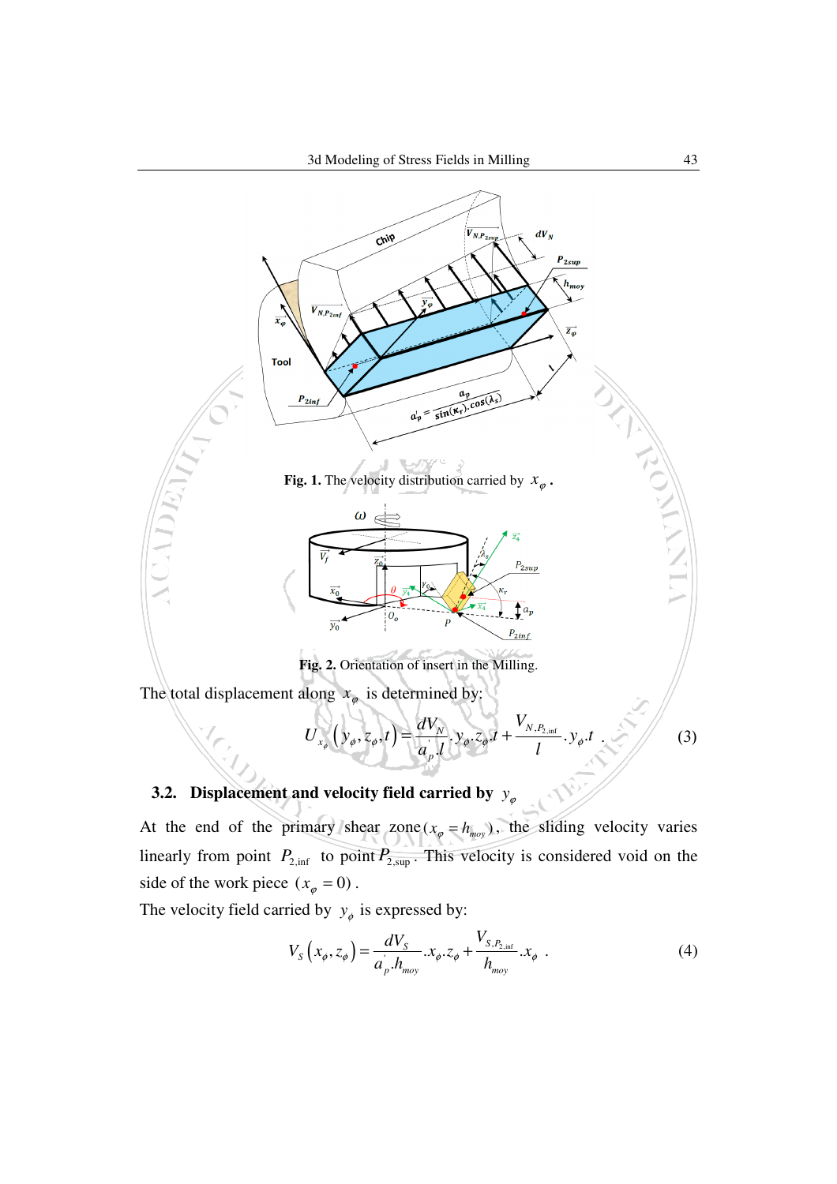Fig. 1. The velocity distribution carried by $x_\varphi$.

Fig. 2. Orientation of insert in the Milling.

The total displacement along $x_\varphi$ is determined by:

$$U_{x_\varphi}\left(y_\phi, z_\phi, t\right) = \frac{dV_N}{a_p^{'}.l}.y_\phi.z_\phi.t + \frac{V_{N,P_{2,\inf}}}{l}.y_\phi.t \quad . \tag{3}$$

### 3.2. Displacement and velocity field carried by $y_\varphi$

At the end of the primary shear zone $(x_\varphi = h_{moy})$, the sliding velocity varies linearly from point $P_{2,\inf}$ to point $P_{2,\sup}$. This velocity is considered void on the side of the work piece $(x_\varphi = 0)$.

The velocity field carried by $y_\phi$ is expressed by:

$$V_S\left(x_\phi, z_\phi\right) = \frac{dV_S}{a_p^{'}.h_{moy}}.x_\phi.z_\phi + \frac{V_{S,P_{2,\inf}}}{h_{moy}}.x_\phi \quad . \tag{4}$$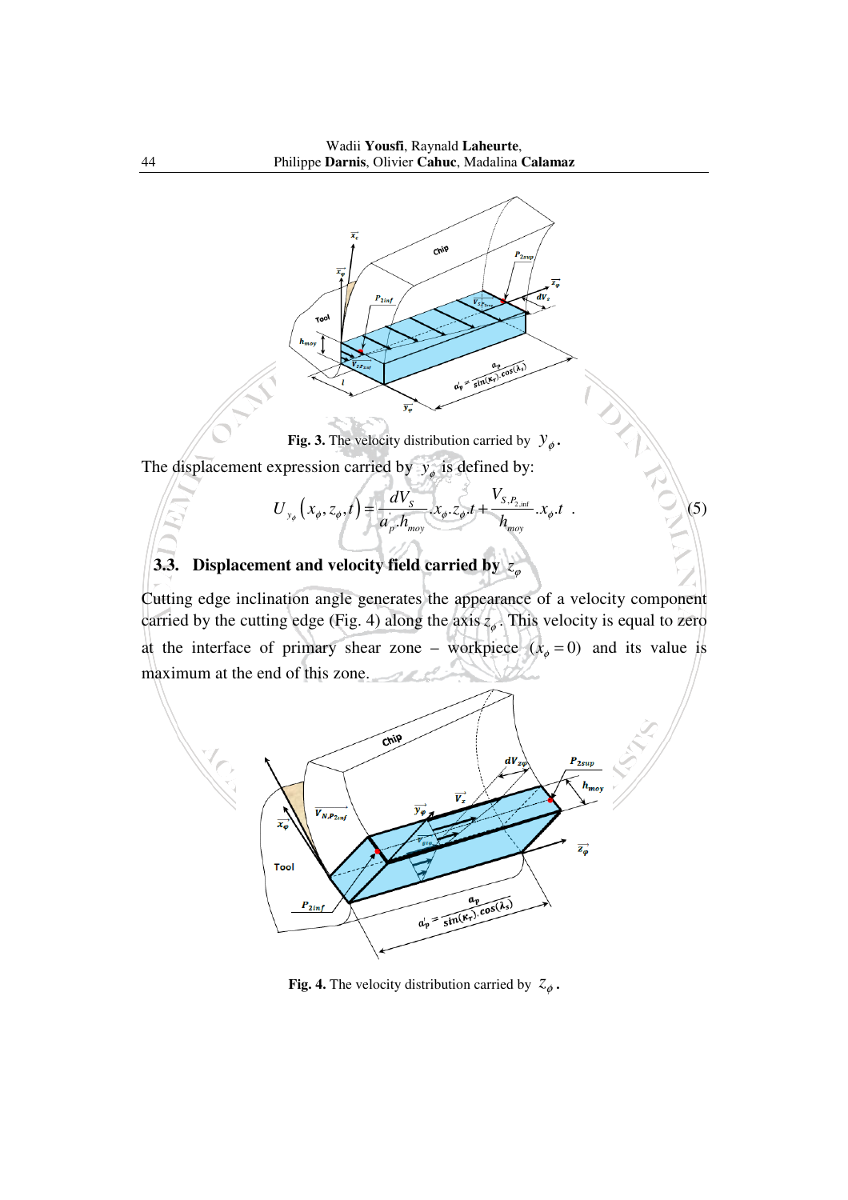**Fig. 3.** The velocity distribution carried by $y_\phi$.

The displacement expression carried by $y_\phi$ is defined by:

$$U_{y_\phi}\left(x_\phi, z_\phi, t\right) = \frac{dV_S}{a_p^{'}.h_{moy}}.x_\phi.z_\phi.t + \frac{V_{S.P_{2,\inf}}}{h_{moy}}.x_\phi.t \quad . \tag{5}$$

### 3.3. Displacement and velocity field carried by $z_\varphi$

Cutting edge inclination angle generates the appearance of a velocity component carried by the cutting edge (Fig. 4) along the axis $z_\varphi$. This velocity is equal to zero at the interface of primary shear zone – workpiece $(x_\varphi = 0)$ and its value is maximum at the end of this zone.

**Fig. 4.** The velocity distribution carried by $z_\phi$.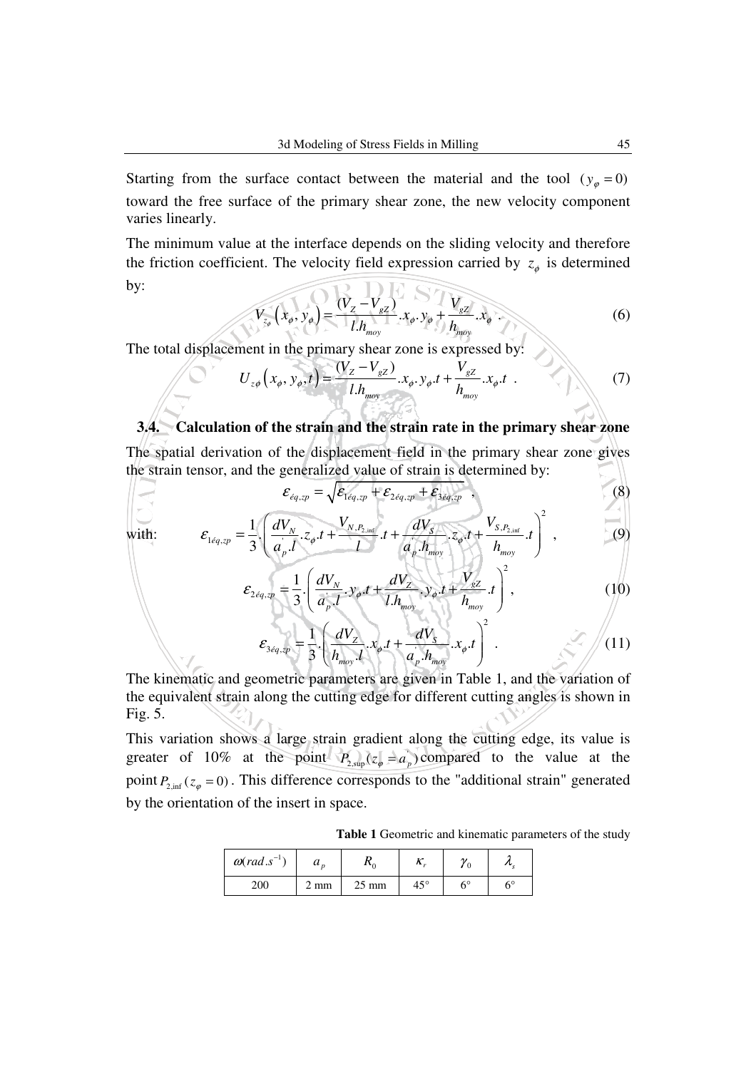Starting from the surface contact between the material and the tool ($y_\varphi = 0$) toward the free surface of the primary shear zone, the new velocity component varies linearly.

The minimum value at the interface depends on the sliding velocity and therefore the friction coefficient. The velocity field expression carried by $z_\phi$ is determined by:

$$V_{z_\phi}\left(x_\phi, y_\phi\right) = \frac{(V_Z - V_{gZ})}{l.h_{moy}}.x_\phi.y_\phi + \frac{V_{gZ}}{h_{moy}}.x_\phi \; . \tag{6}$$

The total displacement in the primary shear zone is expressed by:

$$U_{z\phi}\left(x_\phi, y_\phi, t\right) = \frac{(V_Z - V_{gZ})}{l.h_{moy}}.x_\phi.y_\phi.t + \frac{V_{gZ}}{h_{moy}}.x_\phi.t \; . \tag{7}$$

### 3.4. Calculation of the strain and the strain rate in the primary shear zone

The spatial derivation of the displacement field in the primary shear zone gives the strain tensor, and the generalized value of strain is determined by:

$$\varepsilon_{éq,zp} = \sqrt{\varepsilon_{1éq,zp} + \varepsilon_{2éq,zp} + \varepsilon_{3éq,zp}} \; , \tag{8}$$

with:

$$\varepsilon_{1éq,zp} = \frac{1}{3}.\left(\frac{dV_N}{a_p^{'}.l}.z_\varphi.t + \frac{V_{N,P_{2,\inf}}}{l}.t + \frac{dV_S}{a_p^{'}.h_{moy}}.z_\varphi.t + \frac{V_{S,P_{2,\inf}}}{h_{moy}}.t\right)^2 \; , \tag{9}$$

$$\varepsilon_{2éq,zp} = \frac{1}{3}.\left(\frac{dV_N}{a_p^{'}.l}.y_\varphi.t + \frac{dV_Z}{l.h_{moy}}.y_\varphi.t + \frac{V_{gZ}}{h_{moy}}.t\right)^2 , \tag{10}$$

$$\varepsilon_{3éq,zp} = \frac{1}{3}.\left(\frac{dV_Z}{h_{moy}.l}.x_\varphi.t + \frac{dV_S}{a_p^{'}.h_{moy}}.x_\varphi.t\right)^2 \; . \tag{11}$$

The kinematic and geometric parameters are given in Table 1, and the variation of the equivalent strain along the cutting edge for different cutting angles is shown in Fig. 5.

This variation shows a large strain gradient along the cutting edge, its value is greater of 10% at the point $P_{2,\sup}(z_\varphi = a_p^{'})$ compared to the value at the point $P_{2,\inf}(z_\varphi = 0)$. This difference corresponds to the "additional strain" generated by the orientation of the insert in space.

**Table 1** Geometric and kinematic parameters of the study

| $\omega(rad.s^{-1})$ | $a_p$ | $R_0$ | $\kappa_r$ | $\gamma_0$ | $\lambda_s$ |
|---|---|---|---|---|---|
| 200 | 2 mm | 25 mm | 45° | 6° | 6° |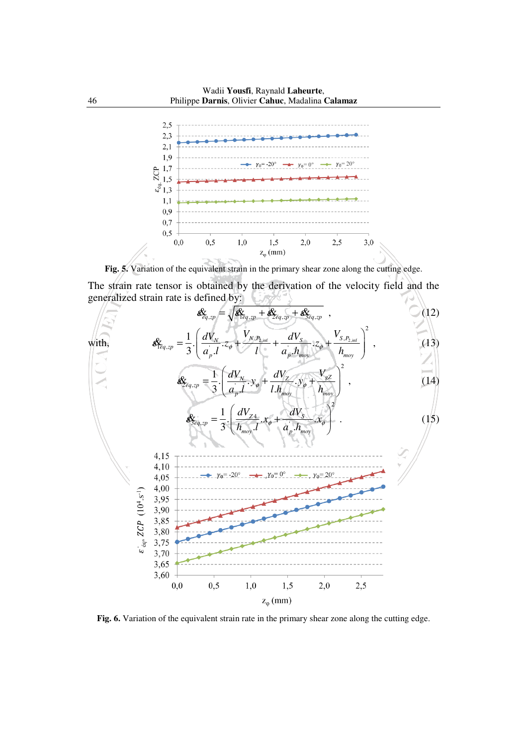Fig. 5. Variation of the equivalent strain in the primary shear zone along the cutting edge.

The strain rate tensor is obtained by the derivation of the velocity field and the generalized strain rate is defined by:

$$\dot{\varepsilon}_{eq,zp} = \sqrt{\dot{\varepsilon}_{1eq,zp} + \dot{\varepsilon}_{2eq,zp} + \dot{\varepsilon}_{3eq,zp}} \ , \tag{12}$$

with,

$$\dot{\varepsilon}_{1eq,zp} = \frac{1}{3} \cdot \left( \frac{dV_N}{a_p^{'}.l} . z_\phi + \frac{V_{N,P_{2,\inf}}}{l} + \frac{dV_S}{a_p^{'}.h_{moy}} . z_\phi + \frac{V_{S,P_{2,\inf}}}{h_{moy}} \right)^2 \ , \tag{13}$$

$$\dot{\varepsilon}_{2eq,zp} = \frac{1}{3} \cdot \left( \frac{dV_N}{a_p^{'}.l} . y_\phi + \frac{dV_Z}{l.h_{moy}} . y_\phi + \frac{V_{gZ}}{h_{moy}} \right)^2 \ , \tag{14}$$

$$\dot{\varepsilon}_{3eq,zp} = \frac{1}{3} \cdot \left( \frac{dV_{Z4}}{h_{moy}.l} . x_\phi + \frac{dV_S}{a_p^{'}.h_{moy}} . x_\phi \right)^2 \ . \tag{15}$$

Fig. 6. Variation of the equivalent strain rate in the primary shear zone along the cutting edge.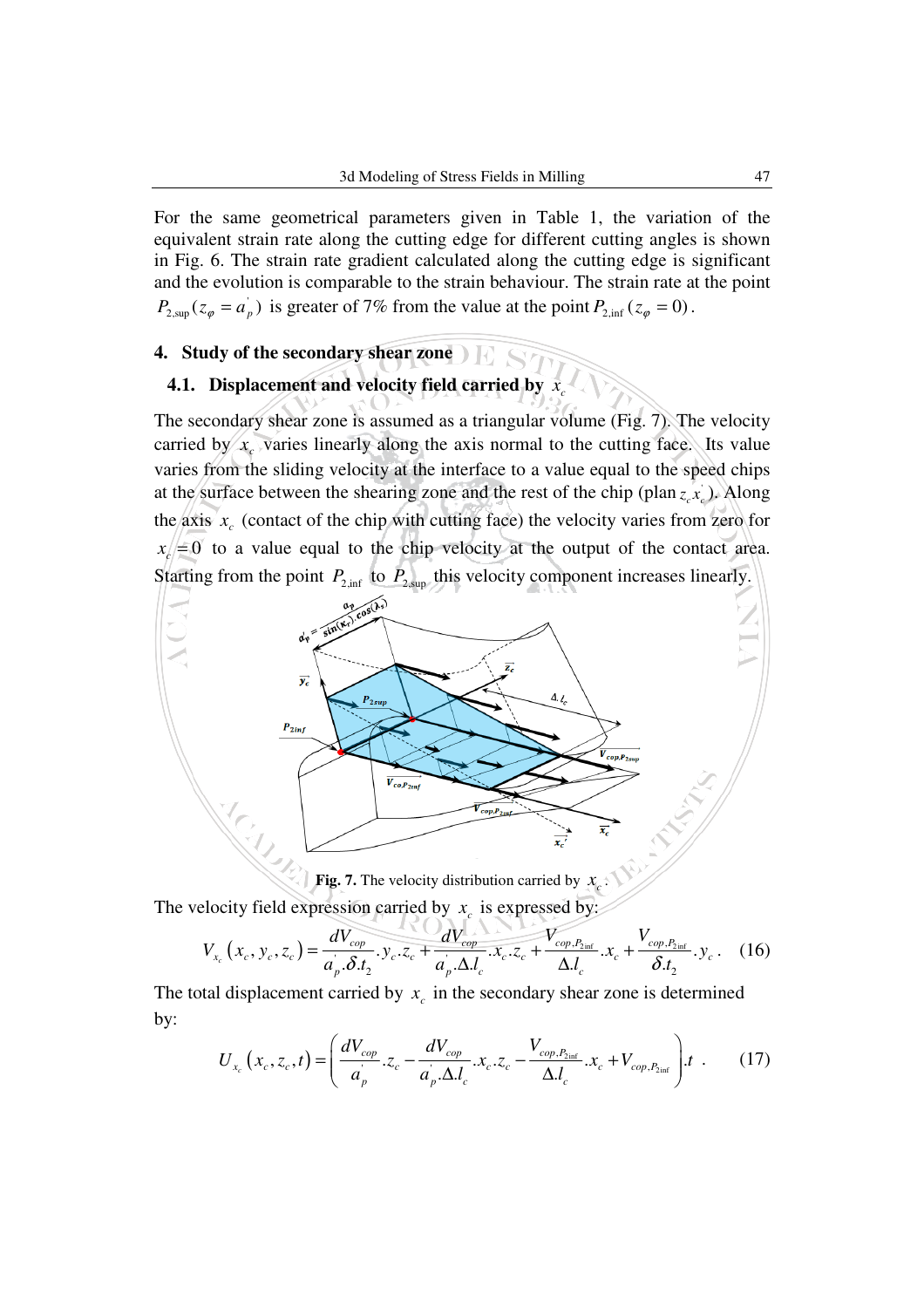For the same geometrical parameters given in Table 1, the variation of the equivalent strain rate along the cutting edge for different cutting angles is shown in Fig. 6. The strain rate gradient calculated along the cutting edge is significant and the evolution is comparable to the strain behaviour. The strain rate at the point $P_{2,\sup}(z_\varphi = a_p^{'})$ is greater of 7% from the value at the point $P_{2,\inf}(z_\varphi = 0)$.

## 4. Study of the secondary shear zone

### 4.1. Displacement and velocity field carried by $x_c$

The secondary shear zone is assumed as a triangular volume (Fig. 7). The velocity carried by $x_c$ varies linearly along the axis normal to the cutting face. Its value varies from the sliding velocity at the interface to a value equal to the speed chips at the surface between the shearing zone and the rest of the chip (plan $z_c x_c^{'}$). Along the axis $x_c$ (contact of the chip with cutting face) the velocity varies from zero for $x_c = 0$ to a value equal to the chip velocity at the output of the contact area. Starting from the point $P_{2,\inf}$ to $P_{2,\sup}$ this velocity component increases linearly.

**Fig. 7.** The velocity distribution carried by $x_c$.

The velocity field expression carried by $x_c$ is expressed by:

$$V_{x_c}\left(x_c, y_c, z_c\right) = \frac{dV_{cop}}{a_p^{'}.\delta.t_2}.y_c.z_c + \frac{dV_{cop}}{a_p^{'}.\Delta.l_c}.x_c.z_c + \frac{V_{cop,P_{2\inf}}}{\Delta.l_c}.x_c + \frac{V_{cop,P_{2\inf}}}{\delta.t_2}.y_c. \quad (16)$$

The total displacement carried by $x_c$ in the secondary shear zone is determined by:

$$U_{x_c}\left(x_c, z_c, t\right) = \left(\frac{dV_{cop}}{a_p^{'}}.z_c - \frac{dV_{cop}}{a_p^{'}.\Delta.l_c}.x_c.z_c - \frac{V_{cop,P_{2\inf}}}{\Delta.l_c}.x_c + V_{cop,P_{2\inf}}\right).t \quad . \quad (17)$$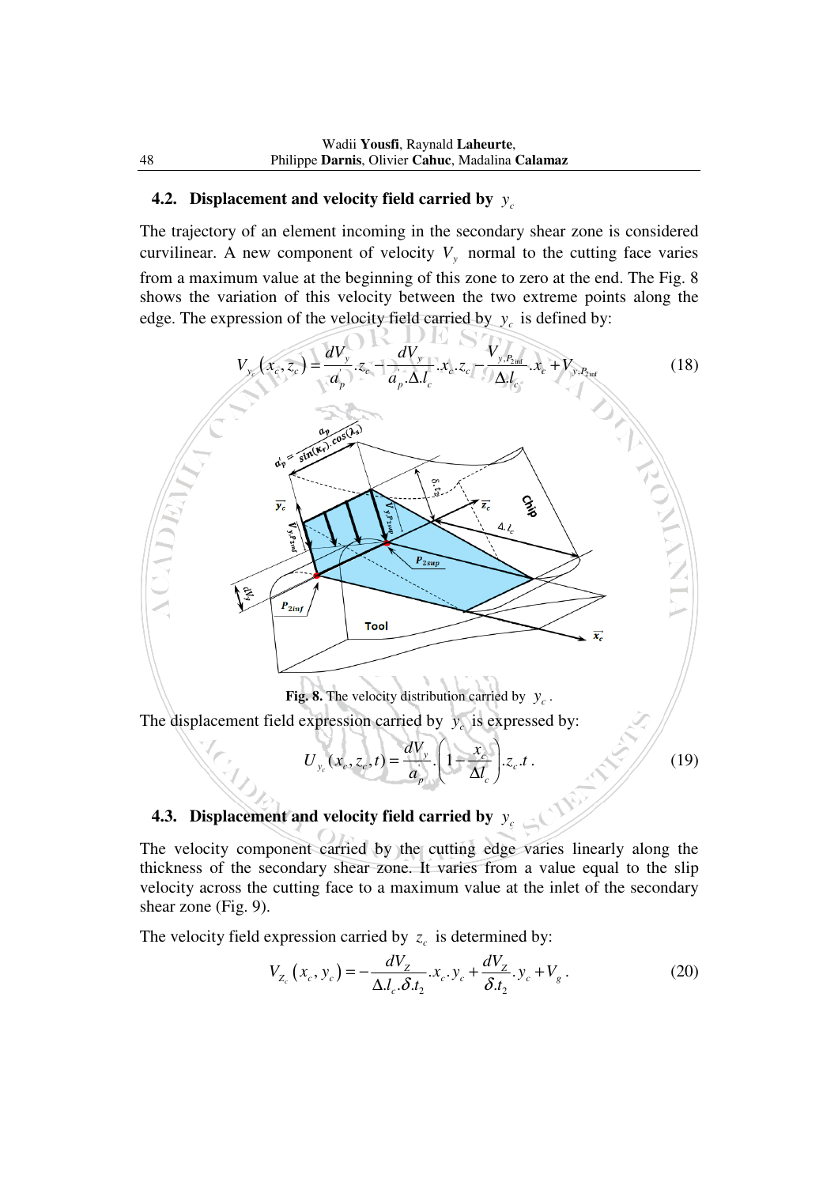### 4.2. Displacement and velocity field carried by $y_c$

The trajectory of an element incoming in the secondary shear zone is considered curvilinear. A new component of velocity $V_y$ normal to the cutting face varies from a maximum value at the beginning of this zone to zero at the end. The Fig. 8 shows the variation of this velocity between the two extreme points along the edge. The expression of the velocity field carried by $y_c$ is defined by:

$$V_{y_c}(x_c, z_c) = \frac{dV_y}{a_p'}.z_c - \frac{dV_y}{a_p.\Delta.l_c}.x_c.z_c - \frac{V_{y,P_{2\inf}}}{\Delta.l_c}.x_c + V_{y,P_{2\inf}} \tag{18}$$

Fig. 8. The velocity distribution carried by $y_c$.

The displacement field expression carried by $y_c$ is expressed by:

$$U_{y_c}(x_c, z_c, t) = \frac{dV_y}{a_p'}.\left(1 - \frac{x_c}{\Delta l_c}\right).z_c.t\,. \tag{19}$$

### 4.3. Displacement and velocity field carried by $y_c$

The velocity component carried by the cutting edge varies linearly along the thickness of the secondary shear zone. It varies from a value equal to the slip velocity across the cutting face to a maximum value at the inlet of the secondary shear zone (Fig. 9).

The velocity field expression carried by $z_c$ is determined by:

$$V_{Z_c}(x_c, y_c) = -\frac{dV_Z}{\Delta.l_c.\delta.t_2}.x_c.y_c + \frac{dV_Z}{\delta.t_2}.y_c + V_g\,. \tag{20}$$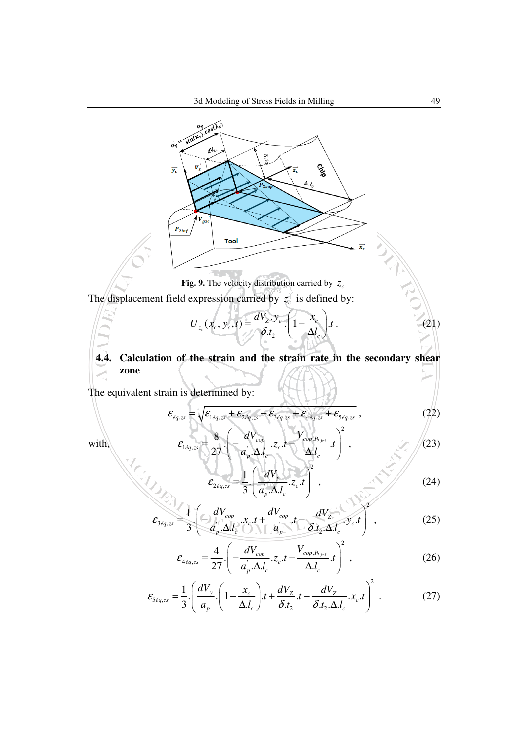**Fig. 9.** The velocity distribution carried by $z_c$

The displacement field expression carried by $z_c$ is defined by:

$$U_{z_c}(x_c, y_c, t) = \frac{dV_Z . y_c}{\delta . t_2} . \left(1 - \frac{x_c}{\Delta l_c}\right) . t \, . \tag{21}$$

### 4.4. Calculation of the strain and the strain rate in the secondary shear zone

The equivalent strain is determined by:

$$\varepsilon_{éq,zs} = \sqrt{\varepsilon_{1éq,zs} + \varepsilon_{2éq,zs} + \varepsilon_{3éq,zs} + \varepsilon_{4éq,zs} + \varepsilon_{5éq,zs}} \, , \tag{22}$$

with,

$$\varepsilon_{1éq,zs} = \frac{8}{27} . \left( - \frac{dV_{cop}}{a_p' . \Delta . l_c} . z_c . t - \frac{V_{cop,P_{2,\inf}}}{\Delta . l_c} . t \right)^2 \, , \tag{23}$$

$$\varepsilon_{2éq,zs} = \frac{1}{3} . \left( \frac{dV_y}{a_p' . \Delta . l_c} . z_c . t \right)^2 \, , \tag{24}$$

$$\varepsilon_{3éq,zs} = \frac{1}{3} . \left( - \frac{dV_{cop}}{a_p' . \Delta . l_c} . x_c . t + \frac{dV_{cop}}{a_p'} . t - \frac{dV_Z}{\delta . t_2 . \Delta . l_c} . y_c . t \right)^2 \, , \tag{25}$$

$$\varepsilon_{4éq,zs} = \frac{4}{27} . \left( - \frac{dV_{cop}}{a_p' . \Delta . l_c} . z_c . t - \frac{V_{cop,P_{2,\inf}}}{\Delta . l_c} . t \right)^2 \, , \tag{26}$$

$$\varepsilon_{5éq,zs} = \frac{1}{3} . \left( \frac{dV_y}{a_p'} . \left(1 - \frac{x_c}{\Delta . l_c}\right) . t + \frac{dV_Z}{\delta . t_2} . t - \frac{dV_Z}{\delta . t_2 . \Delta . l_c} . x_c . t \right)^2 \, . \tag{27}$$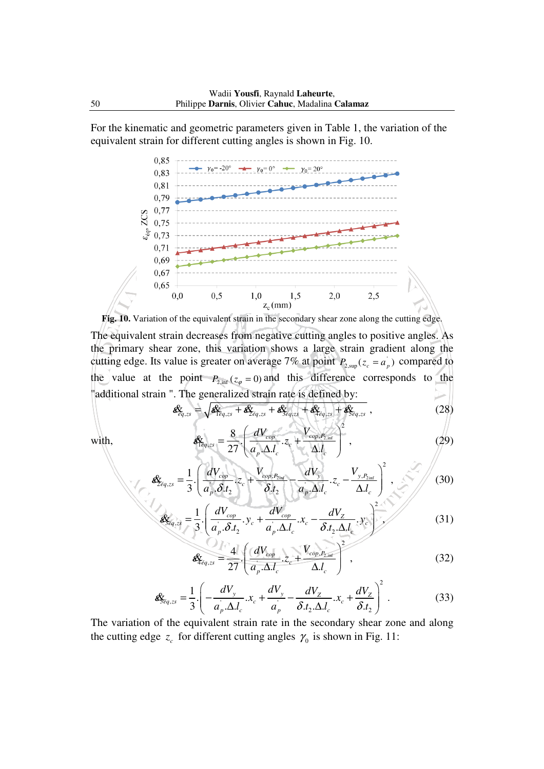For the kinematic and geometric parameters given in Table 1, the variation of the equivalent strain for different cutting angles is shown in Fig. 10.

**Fig. 10.** Variation of the equivalent strain in the secondary shear zone along the cutting edge.

The equivalent strain decreases from negative cutting angles to positive angles. As the primary shear zone, this variation shows a large strain gradient along the cutting edge. Its value is greater on average 7% at point $P_{2,\sup}(z_c = a_p^{'})$ compared to the value at the point $P_{2,\inf}(z_\varphi = 0)$ and this difference corresponds to the "additional strain ". The generalized strain rate is defined by:

$$\dot{\varepsilon}_{eq,zs} = \sqrt{\dot{\varepsilon}_{1\acute{e}q,zs} + \dot{\varepsilon}_{2\acute{e}q,zs} + \dot{\varepsilon}_{3\acute{e}q,zs} + \dot{\varepsilon}_{4\acute{e}q,zs} + \dot{\varepsilon}_{5\acute{e}q,zs}}\,, \tag{28}$$

with,

$$\dot{\varepsilon}_{1\acute{e}q,zs} = \frac{8}{27}\cdot\left(\frac{dV_{cop}}{a_p^{'}.\Delta.l_c}.z_c + \frac{V_{cop,P_{2,\inf}}}{\Delta.l_c}\right)^2 , \tag{29}$$

$$\dot{\varepsilon}_{2\acute{e}q,zs} = \frac{1}{3}\cdot\left(\frac{dV_{cop}}{a_p^{'}.\delta.t_2}.z_c + \frac{V_{cop,P_{2\inf}}}{\delta.t_2} - \frac{dV_y}{a_p^{'}.\Delta.l_c}.z_c - \frac{V_{y,P_{2\inf}}}{\Delta.l_c}\right)^2 , \tag{30}$$

$$\dot{\varepsilon}_{3\acute{e}q,zs} = \frac{1}{3}\cdot\left(\frac{dV_{cop}}{a_p^{'}.\delta.t_2}.y_c + \frac{dV_{cop}}{a_p^{'}.\Delta.l_c}.x_c - \frac{dV_Z}{\delta.t_2.\Delta.l_c}.y_c\right)^2 , \tag{31}$$

$$\dot{\varepsilon}_{4\acute{e}q,zs} = \frac{4}{27}\cdot\left(\frac{dV_{cop}}{a_p^{'}.\Delta.l_c}.z_c + \frac{V_{cop,P_{2,\inf}}}{\Delta.l_c}\right)^2 , \tag{32}$$

$$\dot{\varepsilon}_{5\acute{e}q,zs} = \frac{1}{3}\cdot\left(-\frac{dV_y}{a_p^{'}.\Delta.l_c}.x_c + \frac{dV_y}{a_p^{'}} - \frac{dV_Z}{\delta.t_2.\Delta.l_c}.x_c + \frac{dV_Z}{\delta.t_2}\right)^2 . \tag{33}$$

The variation of the equivalent strain rate in the secondary shear zone and along the cutting edge $z_c$ for different cutting angles $\gamma_0$ is shown in Fig. 11: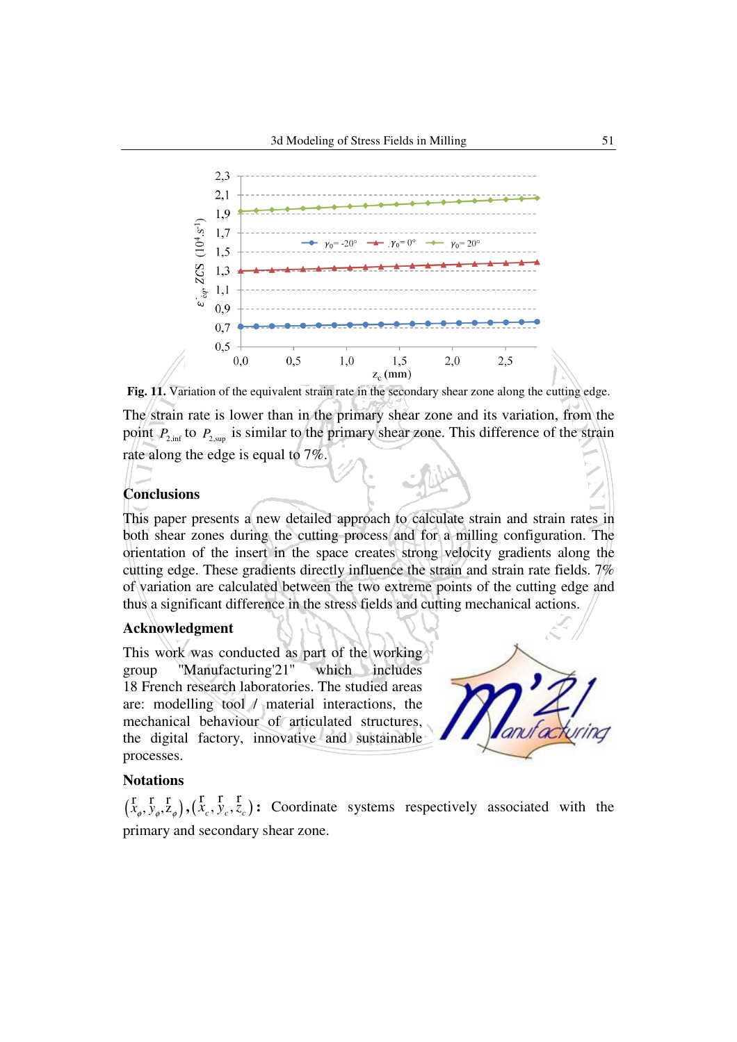Fig. 11. Variation of the equivalent strain rate in the secondary shear zone along the cutting edge.

The strain rate is lower than in the primary shear zone and its variation, from the point $P_{2,\inf}$ to $P_{2,\sup}$ is similar to the primary shear zone. This difference of the strain rate along the edge is equal to 7%.

## Conclusions

This paper presents a new detailed approach to calculate strain and strain rates in both shear zones during the cutting process and for a milling configuration. The orientation of the insert in the space creates strong velocity gradients along the cutting edge. These gradients directly influence the strain and strain rate fields. 7% of variation are calculated between the two extreme points of the cutting edge and thus a significant difference in the stress fields and cutting mechanical actions.

## Acknowledgment

This work was conducted as part of the working group "Manufacturing'21" which includes 18 French research laboratories. The studied areas are: modelling tool / material interactions, the mechanical behaviour of articulated structures, the digital factory, innovative and sustainable processes.

## Notations

$(\vec{x}_\varphi, \vec{y}_\varphi, \vec{z}_\varphi), (\vec{x}_c, \vec{y}_c, \vec{z}_c)$: Coordinate systems respectively associated with the primary and secondary shear zone.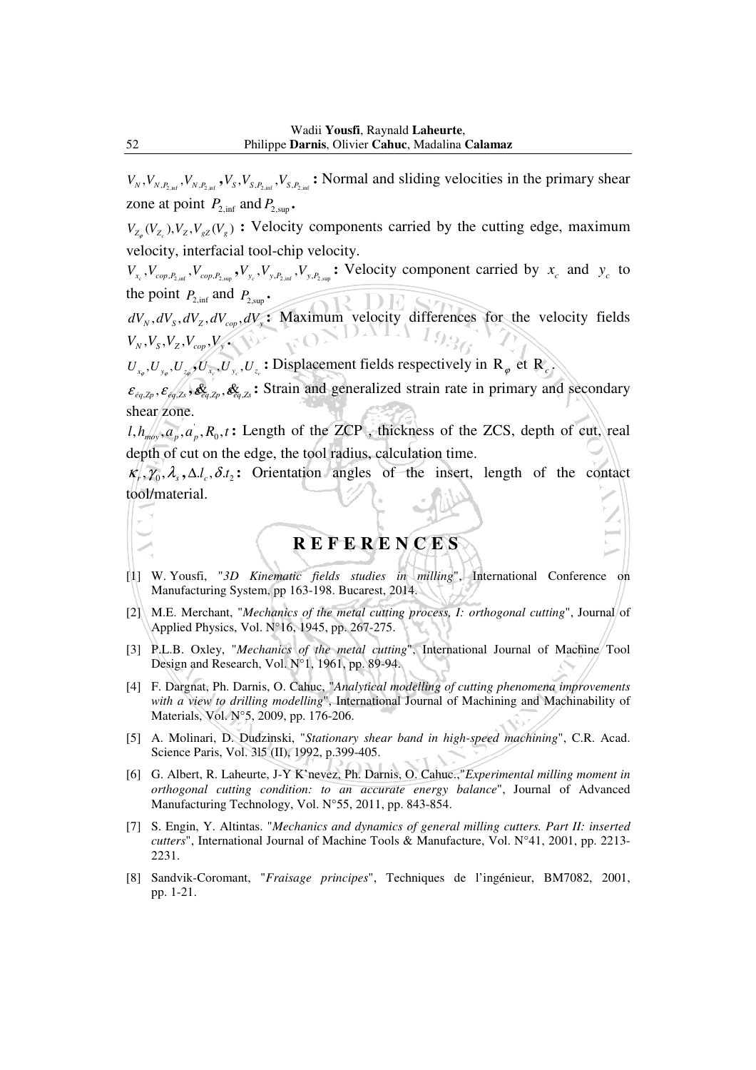$V_N, V_{N,P_{2,\inf}}, V_{N,P_{2,\inf}}, V_S, V_{S,P_{2,\inf}}, V_{S,P_{2,\inf}}$ **:** Normal and sliding velocities in the primary shear zone at point $P_{2,\inf}$ and $P_{2,\sup}$.

$V_{Z_\varphi}(V_{Z_c}), V_Z, V_{gZ}(V_g)$ **:** Velocity components carried by the cutting edge, maximum velocity, interfacial tool-chip velocity.

$V_{x_c}, V_{cop,P_{2,\inf}}, V_{cop,P_{2,\sup}}, V_{y_c}, V_{y,P_{2,\inf}}, V_{y,P_{2,\sup}}$ **:** Velocity component carried by $x_c$ and $y_c$ to the point $P_{2,\inf}$ and $P_{2,\sup}$.

$dV_N, dV_S, dV_Z, dV_{cop}, dV_y$ **:** Maximum velocity differences for the velocity fields $V_N, V_S, V_Z, V_{cop}, V_y$.

$U_{x_\varphi}, U_{y_\varphi}, U_{z_\varphi}, U_{x_c}, U_{y_c}, U_{z_c}$ **:** Displacement fields respectively in $R_\varphi$ et $R_c$.

$\varepsilon_{\acute{e}q,Zp}, \varepsilon_{\acute{e}q,Zs}, \dot{\varepsilon}_{\acute{e}q,Zp}, \dot{\varepsilon}_{\acute{e}q,Zs}$ **:** Strain and generalized strain rate in primary and secondary shear zone.

$l, h_{moy}, a_p, a_p^{'}, R_0, t$ **:** Length of the ZCP , thickness of the ZCS, depth of cut, real depth of cut on the edge, the tool radius, calculation time.

$\kappa_r, \gamma_0, \lambda_s, \Delta.l_c, \delta.t_2$ **:** Orientation angles of the insert, length of the contact tool/material.

## R E F E R E N C E S

[1] W. Yousfi, "*3D Kinematic fields studies in milling*", International Conference on Manufacturing System, pp 163-198. Bucarest, 2014.

[2] M.E. Merchant, "*Mechanics of the metal cutting process, I: orthogonal cutting*", Journal of Applied Physics, Vol. N°16, 1945, pp. 267-275.

[3] P.L.B. Oxley, "*Mechanics of the metal cutting*", International Journal of Machine Tool Design and Research, Vol. N°1, 1961, pp. 89-94.

[4] F. Dargnat, Ph. Darnis, O. Cahuc, "*Analytical modelling of cutting phenomena improvements with a view to drilling modelling*", International Journal of Machining and Machinability of Materials, Vol. N°5, 2009, pp. 176-206.

[5] A. Molinari, D. Dudzinski, "*Stationary shear band in high-speed machining*", C.R. Acad. Science Paris, Vol. 3l5 (II), 1992, p.399-405.

[6] G. Albert, R. Laheurte, J-Y K'nevez, Ph. Darnis, O. Cahuc.,"*Experimental milling moment in orthogonal cutting condition: to an accurate energy balance*", Journal of Advanced Manufacturing Technology, Vol. N°55, 2011, pp. 843-854.

[7] S. Engin, Y. Altintas. "*Mechanics and dynamics of general milling cutters. Part II: inserted cutters*", International Journal of Machine Tools & Manufacture, Vol. N°41, 2001, pp. 2213-2231.

[8] Sandvik-Coromant, "*Fraisage principes*", Techniques de l'ingénieur, BM7082, 2001, pp. 1-21.